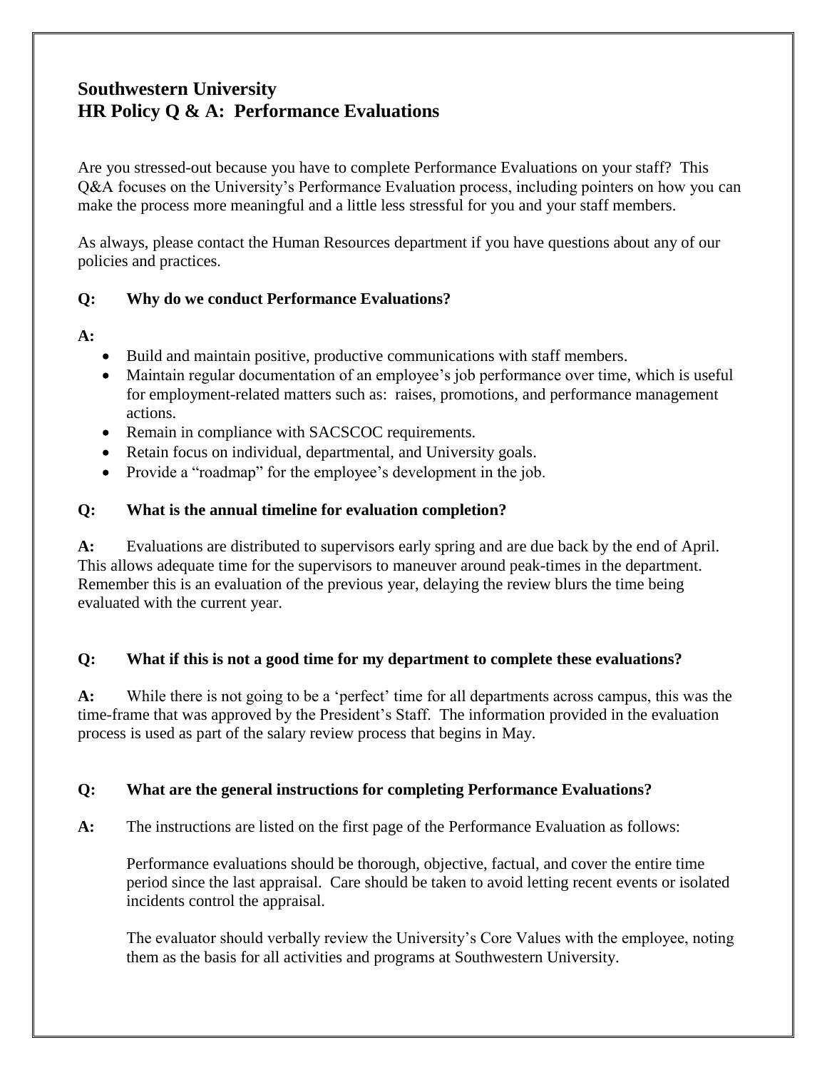# Southwestern University
# HR Policy Q & A: Performance Evaluations

Are you stressed-out because you have to complete Performance Evaluations on your staff? This Q&A focuses on the University's Performance Evaluation process, including pointers on how you can make the process more meaningful and a little less stressful for you and your staff members.

As always, please contact the Human Resources department if you have questions about any of our policies and practices.

**Q: Why do we conduct Performance Evaluations?**

**A:**

- Build and maintain positive, productive communications with staff members.
- Maintain regular documentation of an employee's job performance over time, which is useful for employment-related matters such as: raises, promotions, and performance management actions.
- Remain in compliance with SACSCOC requirements.
- Retain focus on individual, departmental, and University goals.
- Provide a "roadmap" for the employee's development in the job.

**Q: What is the annual timeline for evaluation completion?**

**A:** Evaluations are distributed to supervisors early spring and are due back by the end of April. This allows adequate time for the supervisors to maneuver around peak-times in the department. Remember this is an evaluation of the previous year, delaying the review blurs the time being evaluated with the current year.

**Q: What if this is not a good time for my department to complete these evaluations?**

**A:** While there is not going to be a 'perfect' time for all departments across campus, this was the time-frame that was approved by the President's Staff. The information provided in the evaluation process is used as part of the salary review process that begins in May.

**Q: What are the general instructions for completing Performance Evaluations?**

**A:** The instructions are listed on the first page of the Performance Evaluation as follows:

Performance evaluations should be thorough, objective, factual, and cover the entire time period since the last appraisal. Care should be taken to avoid letting recent events or isolated incidents control the appraisal.

The evaluator should verbally review the University's Core Values with the employee, noting them as the basis for all activities and programs at Southwestern University.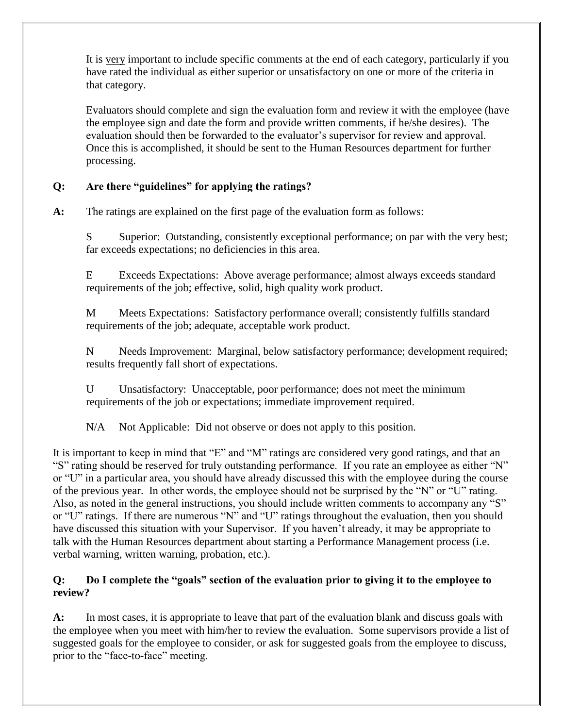It is <u>very</u> important to include specific comments at the end of each category, particularly if you have rated the individual as either superior or unsatisfactory on one or more of the criteria in that category.

Evaluators should complete and sign the evaluation form and review it with the employee (have the employee sign and date the form and provide written comments, if he/she desires). The evaluation should then be forwarded to the evaluator's supervisor for review and approval. Once this is accomplished, it should be sent to the Human Resources department for further processing.

**Q: Are there "guidelines" for applying the ratings?**

**A:** The ratings are explained on the first page of the evaluation form as follows:

S Superior: Outstanding, consistently exceptional performance; on par with the very best; far exceeds expectations; no deficiencies in this area.

E Exceeds Expectations: Above average performance; almost always exceeds standard requirements of the job; effective, solid, high quality work product.

M Meets Expectations: Satisfactory performance overall; consistently fulfills standard requirements of the job; adequate, acceptable work product.

N Needs Improvement: Marginal, below satisfactory performance; development required; results frequently fall short of expectations.

U Unsatisfactory: Unacceptable, poor performance; does not meet the minimum requirements of the job or expectations; immediate improvement required.

N/A Not Applicable: Did not observe or does not apply to this position.

It is important to keep in mind that "E" and "M" ratings are considered very good ratings, and that an "S" rating should be reserved for truly outstanding performance. If you rate an employee as either "N" or "U" in a particular area, you should have already discussed this with the employee during the course of the previous year. In other words, the employee should not be surprised by the "N" or "U" rating. Also, as noted in the general instructions, you should include written comments to accompany any "S" or "U" ratings. If there are numerous "N" and "U" ratings throughout the evaluation, then you should have discussed this situation with your Supervisor. If you haven't already, it may be appropriate to talk with the Human Resources department about starting a Performance Management process (i.e. verbal warning, written warning, probation, etc.).

**Q: Do I complete the "goals" section of the evaluation prior to giving it to the employee to review?**

**A:** In most cases, it is appropriate to leave that part of the evaluation blank and discuss goals with the employee when you meet with him/her to review the evaluation. Some supervisors provide a list of suggested goals for the employee to consider, or ask for suggested goals from the employee to discuss, prior to the "face-to-face" meeting.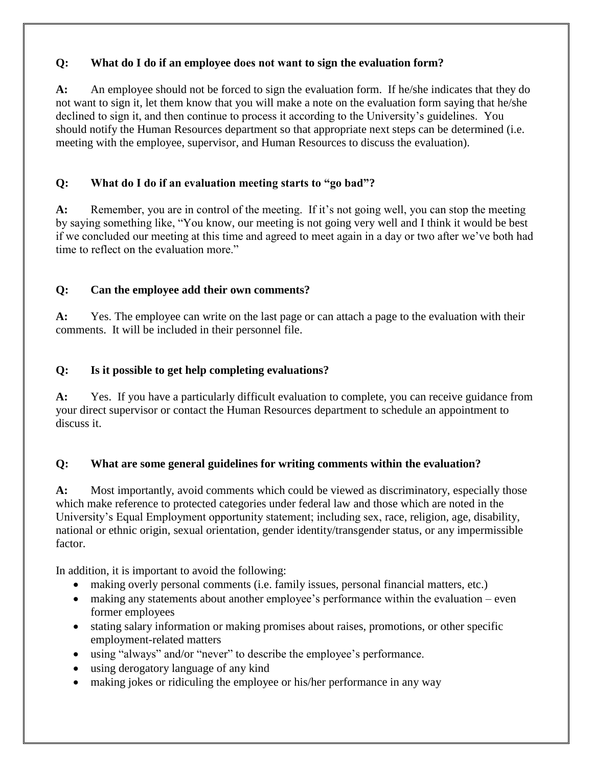**Q: What do I do if an employee does not want to sign the evaluation form?**

**A:** An employee should not be forced to sign the evaluation form. If he/she indicates that they do not want to sign it, let them know that you will make a note on the evaluation form saying that he/she declined to sign it, and then continue to process it according to the University's guidelines. You should notify the Human Resources department so that appropriate next steps can be determined (i.e. meeting with the employee, supervisor, and Human Resources to discuss the evaluation).

**Q: What do I do if an evaluation meeting starts to "go bad"?**

**A:** Remember, you are in control of the meeting. If it's not going well, you can stop the meeting by saying something like, "You know, our meeting is not going very well and I think it would be best if we concluded our meeting at this time and agreed to meet again in a day or two after we've both had time to reflect on the evaluation more."

**Q: Can the employee add their own comments?**

**A:** Yes. The employee can write on the last page or can attach a page to the evaluation with their comments. It will be included in their personnel file.

**Q: Is it possible to get help completing evaluations?**

**A:** Yes. If you have a particularly difficult evaluation to complete, you can receive guidance from your direct supervisor or contact the Human Resources department to schedule an appointment to discuss it.

**Q: What are some general guidelines for writing comments within the evaluation?**

**A:** Most importantly, avoid comments which could be viewed as discriminatory, especially those which make reference to protected categories under federal law and those which are noted in the University's Equal Employment opportunity statement; including sex, race, religion, age, disability, national or ethnic origin, sexual orientation, gender identity/transgender status, or any impermissible factor.

In addition, it is important to avoid the following:

- making overly personal comments (i.e. family issues, personal financial matters, etc.)
- making any statements about another employee's performance within the evaluation – even former employees
- stating salary information or making promises about raises, promotions, or other specific employment-related matters
- using "always" and/or "never" to describe the employee's performance.
- using derogatory language of any kind
- making jokes or ridiculing the employee or his/her performance in any way